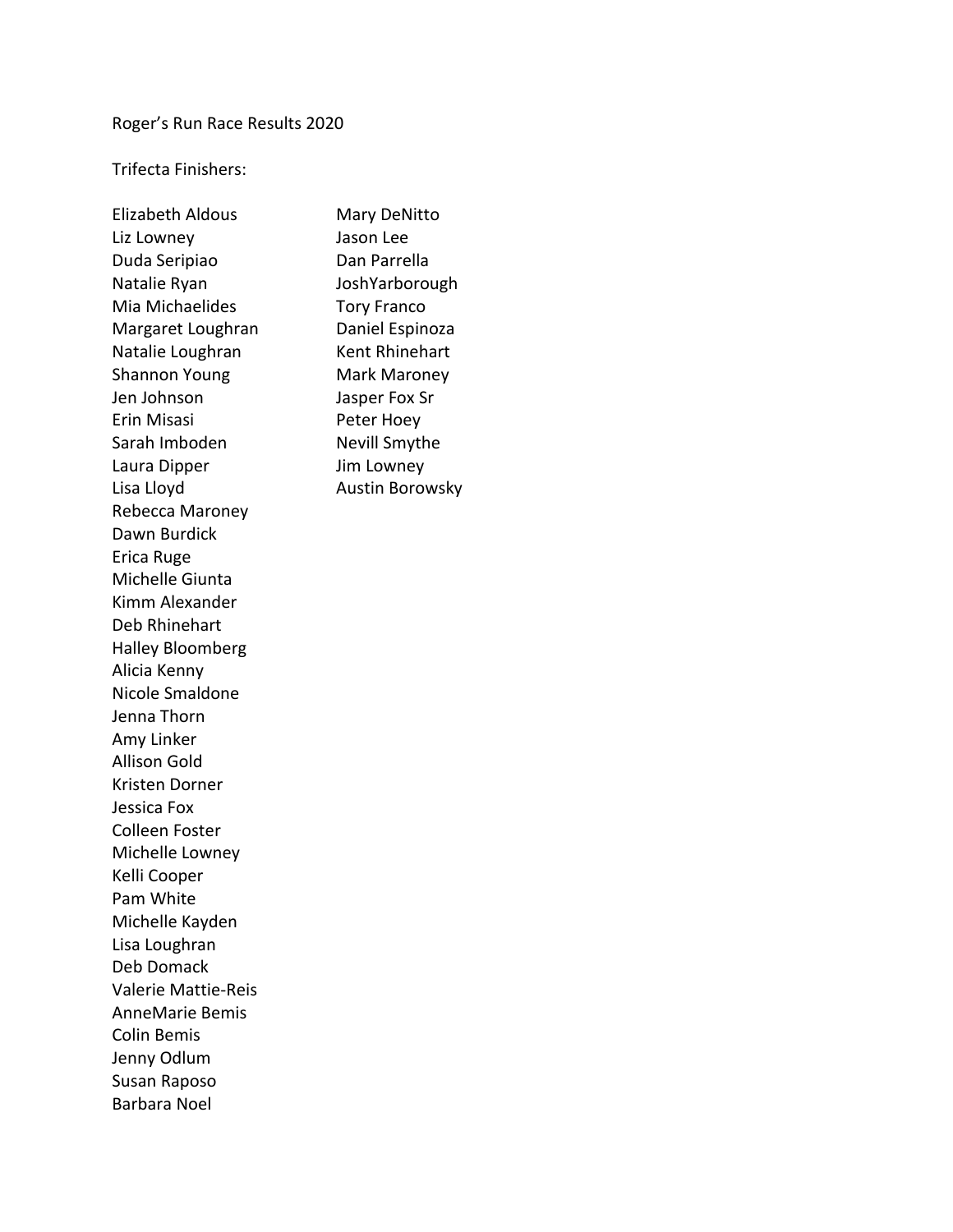Roger's Run Race Results 2020

Trifecta Finishers:

Elizabeth Aldous
Liz Lowney
Duda Seripiao
Natalie Ryan
Mia Michaelides
Margaret Loughran
Natalie Loughran
Shannon Young
Jen Johnson
Erin Misasi
Sarah Imboden
Laura Dipper
Lisa Lloyd
Rebecca Maroney
Dawn Burdick
Erica Ruge
Michelle Giunta
Kimm Alexander
Deb Rhinehart
Halley Bloomberg
Alicia Kenny
Nicole Smaldone
Jenna Thorn
Amy Linker
Allison Gold
Kristen Dorner
Jessica Fox
Colleen Foster
Michelle Lowney
Kelli Cooper
Pam White
Michelle Kayden
Lisa Loughran
Deb Domack
Valerie Mattie-Reis
AnneMarie Bemis
Colin Bemis
Jenny Odlum
Susan Raposo
Barbara Noel
Mary DeNitto
Jason Lee
Dan Parrella
JoshYarborough
Tory Franco
Daniel Espinoza
Kent Rhinehart
Mark Maroney
Jasper Fox Sr
Peter Hoey
Nevill Smythe
Jim Lowney
Austin Borowsky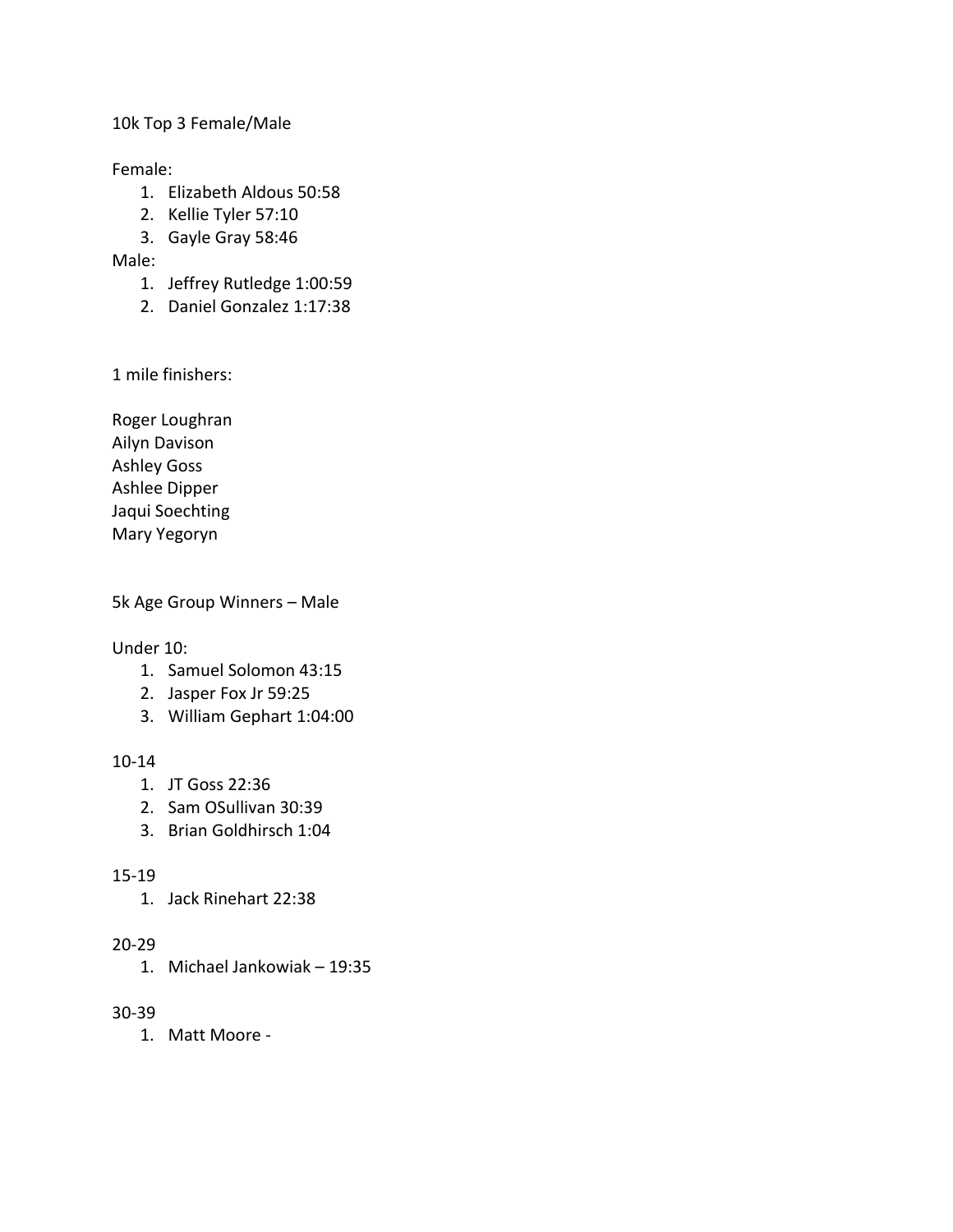10k Top 3 Female/Male

Female:

1. Elizabeth Aldous 50:58
2. Kellie Tyler 57:10
3. Gayle Gray 58:46

Male:

1. Jeffrey Rutledge 1:00:59
2. Daniel Gonzalez 1:17:38

1 mile finishers:

Roger Loughran
Ailyn Davison
Ashley Goss
Ashlee Dipper
Jaqui Soechting
Mary Yegoryn

5k Age Group Winners – Male

Under 10:

1. Samuel Solomon 43:15
2. Jasper Fox Jr 59:25
3. William Gephart 1:04:00

10-14

1. JT Goss 22:36
2. Sam OSullivan 30:39
3. Brian Goldhirsch 1:04

15-19

1. Jack Rinehart 22:38

20-29

1. Michael Jankowiak – 19:35

30-39

1. Matt Moore -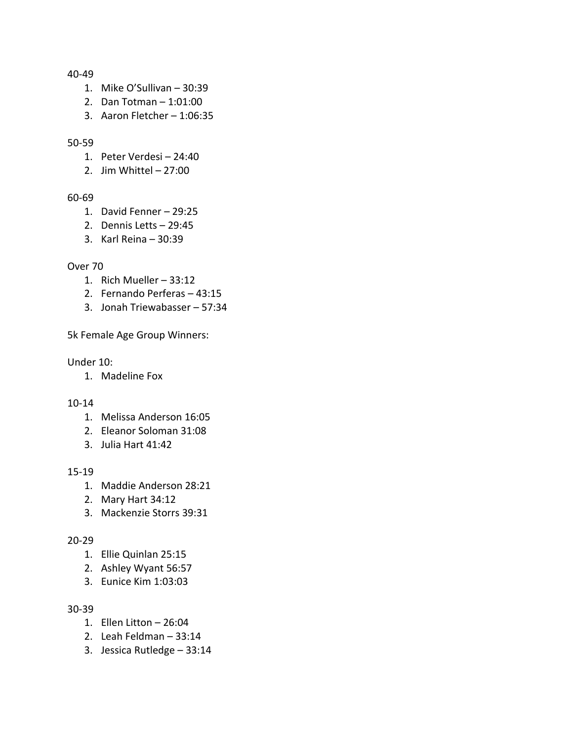40-49

1. Mike O’Sullivan – 30:39
2. Dan Totman – 1:01:00
3. Aaron Fletcher – 1:06:35

50-59

1. Peter Verdesi – 24:40
2. Jim Whittel – 27:00

60-69

1. David Fenner – 29:25
2. Dennis Letts – 29:45
3. Karl Reina – 30:39

Over 70

1. Rich Mueller – 33:12
2. Fernando Perferas – 43:15
3. Jonah Triewabasser – 57:34

5k Female Age Group Winners:

Under 10:

1. Madeline Fox

10-14

1. Melissa Anderson 16:05
2. Eleanor Soloman 31:08
3. Julia Hart 41:42

15-19

1. Maddie Anderson 28:21
2. Mary Hart 34:12
3. Mackenzie Storrs 39:31

20-29

1. Ellie Quinlan 25:15
2. Ashley Wyant 56:57
3. Eunice Kim 1:03:03

30-39

1. Ellen Litton – 26:04
2. Leah Feldman – 33:14
3. Jessica Rutledge – 33:14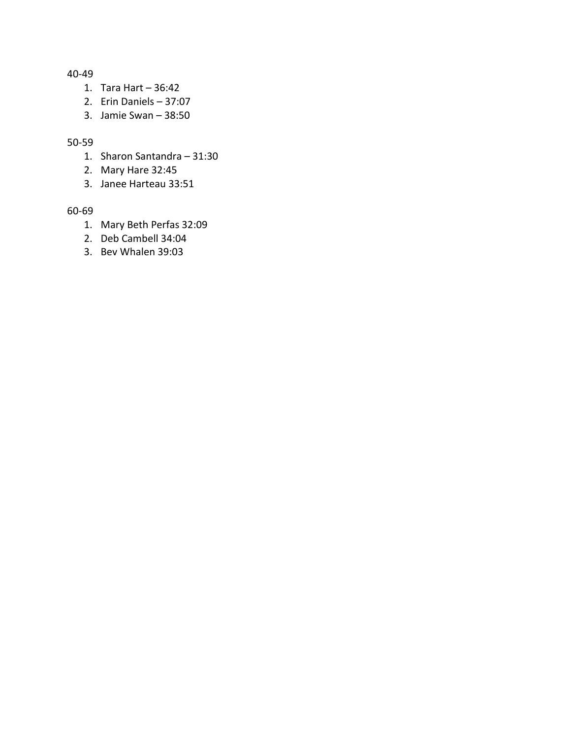40-49

1. Tara Hart – 36:42
2. Erin Daniels – 37:07
3. Jamie Swan – 38:50

50-59

1. Sharon Santandra – 31:30
2. Mary Hare 32:45
3. Janee Harteau 33:51

60-69

1. Mary Beth Perfas 32:09
2. Deb Cambell 34:04
3. Bev Whalen 39:03